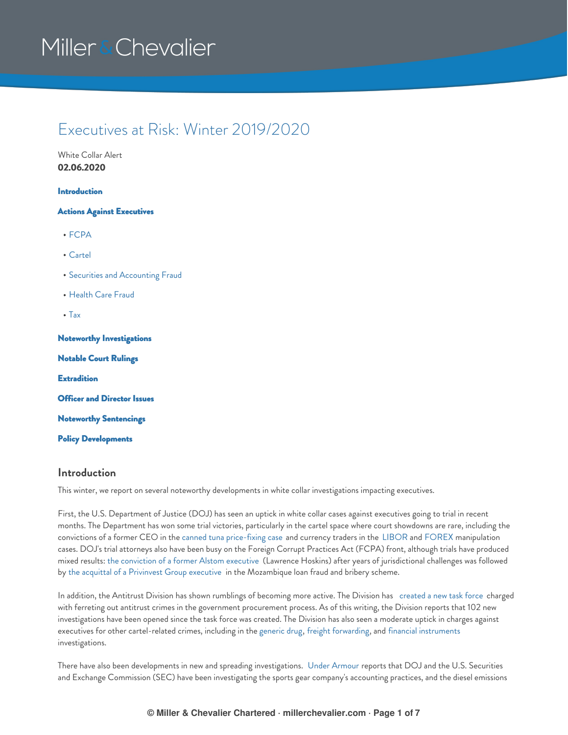# Executives at Risk: Winter 2019/2020

White Collar Alert
**02.06.2020**

**Introduction**

**Actions Against Executives**

- FCPA
- Cartel
- Securities and Accounting Fraud
- Health Care Fraud
- Tax

**Noteworthy Investigations**

**Notable Court Rulings**

**Extradition**

**Officer and Director Issues**

**Noteworthy Sentencings**

**Policy Developments**

## Introduction

This winter, we report on several noteworthy developments in white collar investigations impacting executives.

First, the U.S. Department of Justice (DOJ) has seen an uptick in white collar cases against executives going to trial in recent months. The Department has won some trial victories, particularly in the cartel space where court showdowns are rare, including the convictions of a former CEO in the canned tuna price-fixing case and currency traders in the LIBOR and FOREX manipulation cases. DOJ's trial attorneys also have been busy on the Foreign Corrupt Practices Act (FCPA) front, although trials have produced mixed results: the conviction of a former Alstom executive (Lawrence Hoskins) after years of jurisdictional challenges was followed by the acquittal of a Privinvest Group executive in the Mozambique loan fraud and bribery scheme.

In addition, the Antitrust Division has shown rumblings of becoming more active. The Division has created a new task force charged with ferreting out antitrust crimes in the government procurement process. As of this writing, the Division reports that 102 new investigations have been opened since the task force was created. The Division has also seen a moderate uptick in charges against executives for other cartel-related crimes, including in the generic drug, freight forwarding, and financial instruments investigations.

There have also been developments in new and spreading investigations. Under Armour reports that DOJ and the U.S. Securities and Exchange Commission (SEC) have been investigating the sports gear company's accounting practices, and the diesel emissions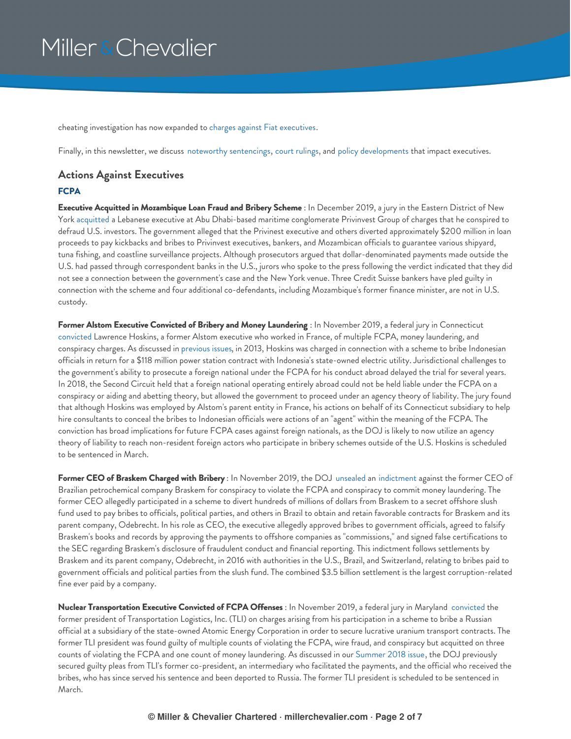cheating investigation has now expanded to charges against Fiat executives.

Finally, in this newsletter, we discuss noteworthy sentencings, court rulings, and policy developments that impact executives.

## Actions Against Executives

### FCPA

**Executive Acquitted in Mozambique Loan Fraud and Bribery Scheme** : In December 2019, a jury in the Eastern District of New York acquitted a Lebanese executive at Abu Dhabi-based maritime conglomerate Privinvest Group of charges that he conspired to defraud U.S. investors. The government alleged that the Privinest executive and others diverted approximately $200 million in loan proceeds to pay kickbacks and bribes to Privinvest executives, bankers, and Mozambican officials to guarantee various shipyard, tuna fishing, and coastline surveillance projects. Although prosecutors argued that dollar-denominated payments made outside the U.S. had passed through correspondent banks in the U.S., jurors who spoke to the press following the verdict indicated that they did not see a connection between the government's case and the New York venue. Three Credit Suisse bankers have pled guilty in connection with the scheme and four additional co-defendants, including Mozambique's former finance minister, are not in U.S. custody.

**Former Alstom Executive Convicted of Bribery and Money Laundering** : In November 2019, a federal jury in Connecticut convicted Lawrence Hoskins, a former Alstom executive who worked in France, of multiple FCPA, money laundering, and conspiracy charges. As discussed in previous issues, in 2013, Hoskins was charged in connection with a scheme to bribe Indonesian officials in return for a $118 million power station contract with Indonesia's state-owned electric utility. Jurisdictional challenges to the government's ability to prosecute a foreign national under the FCPA for his conduct abroad delayed the trial for several years. In 2018, the Second Circuit held that a foreign national operating entirely abroad could not be held liable under the FCPA on a conspiracy or aiding and abetting theory, but allowed the government to proceed under an agency theory of liability. The jury found that although Hoskins was employed by Alstom's parent entity in France, his actions on behalf of its Connecticut subsidiary to help hire consultants to conceal the bribes to Indonesian officials were actions of an "agent" within the meaning of the FCPA. The conviction has broad implications for future FCPA cases against foreign nationals, as the DOJ is likely to now utilize an agency theory of liability to reach non-resident foreign actors who participate in bribery schemes outside of the U.S. Hoskins is scheduled to be sentenced in March.

**Former CEO of Braskem Charged with Bribery** : In November 2019, the DOJ unsealed an indictment against the former CEO of Brazilian petrochemical company Braskem for conspiracy to violate the FCPA and conspiracy to commit money laundering. The former CEO allegedly participated in a scheme to divert hundreds of millions of dollars from Braskem to a secret offshore slush fund used to pay bribes to officials, political parties, and others in Brazil to obtain and retain favorable contracts for Braskem and its parent company, Odebrecht. In his role as CEO, the executive allegedly approved bribes to government officials, agreed to falsify Braskem's books and records by approving the payments to offshore companies as "commissions," and signed false certifications to the SEC regarding Braskem's disclosure of fraudulent conduct and financial reporting. This indictment follows settlements by Braskem and its parent company, Odebrecht, in 2016 with authorities in the U.S., Brazil, and Switzerland, relating to bribes paid to government officials and political parties from the slush fund. The combined $3.5 billion settlement is the largest corruption-related fine ever paid by a company.

**Nuclear Transportation Executive Convicted of FCPA Offenses** : In November 2019, a federal jury in Maryland convicted the former president of Transportation Logistics, Inc. (TLI) on charges arising from his participation in a scheme to bribe a Russian official at a subsidiary of the state-owned Atomic Energy Corporation in order to secure lucrative uranium transport contracts. The former TLI president was found guilty of multiple counts of violating the FCPA, wire fraud, and conspiracy but acquitted on three counts of violating the FCPA and one count of money laundering. As discussed in our Summer 2018 issue, the DOJ previously secured guilty pleas from TLI's former co-president, an intermediary who facilitated the payments, and the official who received the bribes, who has since served his sentence and been deported to Russia. The former TLI president is scheduled to be sentenced in March.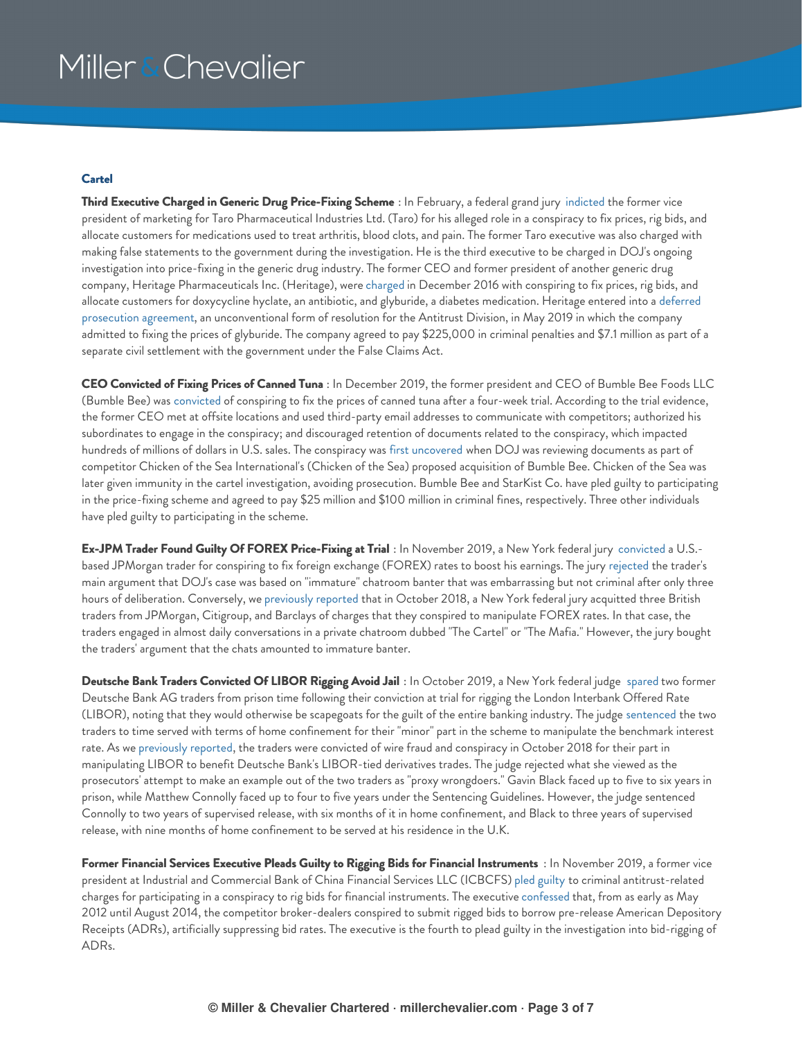## Cartel

**Third Executive Charged in Generic Drug Price-Fixing Scheme** : In February, a federal grand jury indicted the former vice president of marketing for Taro Pharmaceutical Industries Ltd. (Taro) for his alleged role in a conspiracy to fix prices, rig bids, and allocate customers for medications used to treat arthritis, blood clots, and pain. The former Taro executive was also charged with making false statements to the government during the investigation. He is the third executive to be charged in DOJ's ongoing investigation into price-fixing in the generic drug industry. The former CEO and former president of another generic drug company, Heritage Pharmaceuticals Inc. (Heritage), were charged in December 2016 with conspiring to fix prices, rig bids, and allocate customers for doxycycline hyclate, an antibiotic, and glyburide, a diabetes medication. Heritage entered into a deferred prosecution agreement, an unconventional form of resolution for the Antitrust Division, in May 2019 in which the company admitted to fixing the prices of glyburide. The company agreed to pay $225,000 in criminal penalties and $7.1 million as part of a separate civil settlement with the government under the False Claims Act.

**CEO Convicted of Fixing Prices of Canned Tuna** : In December 2019, the former president and CEO of Bumble Bee Foods LLC (Bumble Bee) was convicted of conspiring to fix the prices of canned tuna after a four-week trial. According to the trial evidence, the former CEO met at offsite locations and used third-party email addresses to communicate with competitors; authorized his subordinates to engage in the conspiracy; and discouraged retention of documents related to the conspiracy, which impacted hundreds of millions of dollars in U.S. sales. The conspiracy was first uncovered when DOJ was reviewing documents as part of competitor Chicken of the Sea International's (Chicken of the Sea) proposed acquisition of Bumble Bee. Chicken of the Sea was later given immunity in the cartel investigation, avoiding prosecution. Bumble Bee and StarKist Co. have pled guilty to participating in the price-fixing scheme and agreed to pay $25 million and $100 million in criminal fines, respectively. Three other individuals have pled guilty to participating in the scheme.

**Ex-JPM Trader Found Guilty Of FOREX Price-Fixing at Trial** : In November 2019, a New York federal jury convicted a U.S.-based JPMorgan trader for conspiring to fix foreign exchange (FOREX) rates to boost his earnings. The jury rejected the trader's main argument that DOJ's case was based on "immature" chatroom banter that was embarrassing but not criminal after only three hours of deliberation. Conversely, we previously reported that in October 2018, a New York federal jury acquitted three British traders from JPMorgan, Citigroup, and Barclays of charges that they conspired to manipulate FOREX rates. In that case, the traders engaged in almost daily conversations in a private chatroom dubbed "The Cartel" or "The Mafia." However, the jury bought the traders' argument that the chats amounted to immature banter.

**Deutsche Bank Traders Convicted Of LIBOR Rigging Avoid Jail** : In October 2019, a New York federal judge spared two former Deutsche Bank AG traders from prison time following their conviction at trial for rigging the London Interbank Offered Rate (LIBOR), noting that they would otherwise be scapegoats for the guilt of the entire banking industry. The judge sentenced the two traders to time served with terms of home confinement for their "minor" part in the scheme to manipulate the benchmark interest rate. As we previously reported, the traders were convicted of wire fraud and conspiracy in October 2018 for their part in manipulating LIBOR to benefit Deutsche Bank's LIBOR-tied derivatives trades. The judge rejected what she viewed as the prosecutors' attempt to make an example out of the two traders as "proxy wrongdoers." Gavin Black faced up to five to six years in prison, while Matthew Connolly faced up to four to five years under the Sentencing Guidelines. However, the judge sentenced Connolly to two years of supervised release, with six months of it in home confinement, and Black to three years of supervised release, with nine months of home confinement to be served at his residence in the U.K.

**Former Financial Services Executive Pleads Guilty to Rigging Bids for Financial Instruments** : In November 2019, a former vice president at Industrial and Commercial Bank of China Financial Services LLC (ICBCFS) pled guilty to criminal antitrust-related charges for participating in a conspiracy to rig bids for financial instruments. The executive confessed that, from as early as May 2012 until August 2014, the competitor broker-dealers conspired to submit rigged bids to borrow pre-release American Depository Receipts (ADRs), artificially suppressing bid rates. The executive is the fourth to plead guilty in the investigation into bid-rigging of ADRs.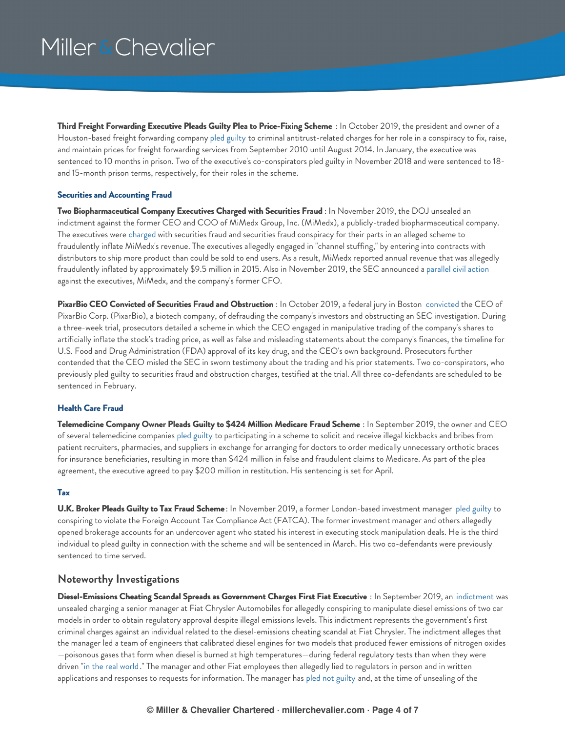**Third Freight Forwarding Executive Pleads Guilty Plea to Price-Fixing Scheme** : In October 2019, the president and owner of a Houston-based freight forwarding company pled guilty to criminal antitrust-related charges for her role in a conspiracy to fix, raise, and maintain prices for freight forwarding services from September 2010 until August 2014. In January, the executive was sentenced to 10 months in prison. Two of the executive's co-conspirators pled guilty in November 2018 and were sentenced to 18- and 15-month prison terms, respectively, for their roles in the scheme.

### Securities and Accounting Fraud

**Two Biopharmaceutical Company Executives Charged with Securities Fraud** : In November 2019, the DOJ unsealed an indictment against the former CEO and COO of MiMedx Group, Inc. (MiMedx), a publicly-traded biopharmaceutical company. The executives were charged with securities fraud and securities fraud conspiracy for their parts in an alleged scheme to fraudulently inflate MiMedx's revenue. The executives allegedly engaged in "channel stuffing," by entering into contracts with distributors to ship more product than could be sold to end users. As a result, MiMedx reported annual revenue that was allegedly fraudulently inflated by approximately $9.5 million in 2015. Also in November 2019, the SEC announced a parallel civil action against the executives, MiMedx, and the company's former CFO.

**PixarBio CEO Convicted of Securities Fraud and Obstruction** : In October 2019, a federal jury in Boston convicted the CEO of PixarBio Corp. (PixarBio), a biotech company, of defrauding the company's investors and obstructing an SEC investigation. During a three-week trial, prosecutors detailed a scheme in which the CEO engaged in manipulative trading of the company's shares to artificially inflate the stock's trading price, as well as false and misleading statements about the company's finances, the timeline for U.S. Food and Drug Administration (FDA) approval of its key drug, and the CEO's own background. Prosecutors further contended that the CEO misled the SEC in sworn testimony about the trading and his prior statements. Two co-conspirators, who previously pled guilty to securities fraud and obstruction charges, testified at the trial. All three co-defendants are scheduled to be sentenced in February.

### Health Care Fraud

**Telemedicine Company Owner Pleads Guilty to $424 Million Medicare Fraud Scheme** : In September 2019, the owner and CEO of several telemedicine companies pled guilty to participating in a scheme to solicit and receive illegal kickbacks and bribes from patient recruiters, pharmacies, and suppliers in exchange for arranging for doctors to order medically unnecessary orthotic braces for insurance beneficiaries, resulting in more than $424 million in false and fraudulent claims to Medicare. As part of the plea agreement, the executive agreed to pay $200 million in restitution. His sentencing is set for April.

### Tax

**U.K. Broker Pleads Guilty to Tax Fraud Scheme** : In November 2019, a former London-based investment manager pled guilty to conspiring to violate the Foreign Account Tax Compliance Act (FATCA). The former investment manager and others allegedly opened brokerage accounts for an undercover agent who stated his interest in executing stock manipulation deals. He is the third individual to plead guilty in connection with the scheme and will be sentenced in March. His two co-defendants were previously sentenced to time served.

## Noteworthy Investigations

**Diesel-Emissions Cheating Scandal Spreads as Government Charges First Fiat Executive** : In September 2019, an indictment was unsealed charging a senior manager at Fiat Chrysler Automobiles for allegedly conspiring to manipulate diesel emissions of two car models in order to obtain regulatory approval despite illegal emissions levels. This indictment represents the government's first criminal charges against an individual related to the diesel-emissions cheating scandal at Fiat Chrysler. The indictment alleges that the manager led a team of engineers that calibrated diesel engines for two models that produced fewer emissions of nitrogen oxides —poisonous gases that form when diesel is burned at high temperatures—during federal regulatory tests than when they were driven "in the real world." The manager and other Fiat employees then allegedly lied to regulators in person and in written applications and responses to requests for information. The manager has pled not guilty and, at the time of unsealing of the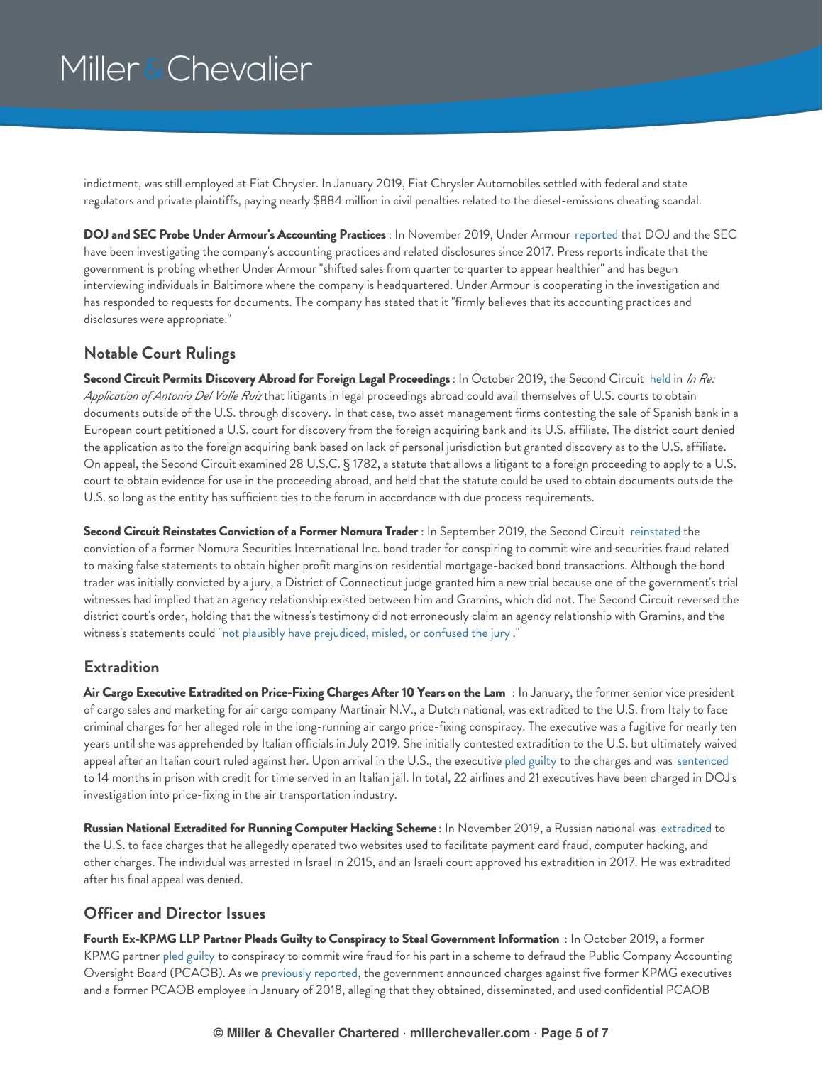indictment, was still employed at Fiat Chrysler. In January 2019, Fiat Chrysler Automobiles settled with federal and state regulators and private plaintiffs, paying nearly $884 million in civil penalties related to the diesel-emissions cheating scandal.

**DOJ and SEC Probe Under Armour's Accounting Practices** : In November 2019, Under Armour reported that DOJ and the SEC have been investigating the company's accounting practices and related disclosures since 2017. Press reports indicate that the government is probing whether Under Armour "shifted sales from quarter to quarter to appear healthier" and has begun interviewing individuals in Baltimore where the company is headquartered. Under Armour is cooperating in the investigation and has responded to requests for documents. The company has stated that it "firmly believes that its accounting practices and disclosures were appropriate."

## Notable Court Rulings

**Second Circuit Permits Discovery Abroad for Foreign Legal Proceedings** : In October 2019, the Second Circuit held in *In Re: Application of Antonio Del Valle Ruiz* that litigants in legal proceedings abroad could avail themselves of U.S. courts to obtain documents outside of the U.S. through discovery. In that case, two asset management firms contesting the sale of Spanish bank in a European court petitioned a U.S. court for discovery from the foreign acquiring bank and its U.S. affiliate. The district court denied the application as to the foreign acquiring bank based on lack of personal jurisdiction but granted discovery as to the U.S. affiliate. On appeal, the Second Circuit examined 28 U.S.C. § 1782, a statute that allows a litigant to a foreign proceeding to apply to a U.S. court to obtain evidence for use in the proceeding abroad, and held that the statute could be used to obtain documents outside the U.S. so long as the entity has sufficient ties to the forum in accordance with due process requirements.

**Second Circuit Reinstates Conviction of a Former Nomura Trader** : In September 2019, the Second Circuit reinstated the conviction of a former Nomura Securities International Inc. bond trader for conspiring to commit wire and securities fraud related to making false statements to obtain higher profit margins on residential mortgage-backed bond transactions. Although the bond trader was initially convicted by a jury, a District of Connecticut judge granted him a new trial because one of the government's trial witnesses had implied that an agency relationship existed between him and Gramins, which did not. The Second Circuit reversed the district court's order, holding that the witness's testimony did not erroneously claim an agency relationship with Gramins, and the witness's statements could "not plausibly have prejudiced, misled, or confused the jury ."

## Extradition

**Air Cargo Executive Extradited on Price-Fixing Charges After 10 Years on the Lam** : In January, the former senior vice president of cargo sales and marketing for air cargo company Martinair N.V., a Dutch national, was extradited to the U.S. from Italy to face criminal charges for her alleged role in the long-running air cargo price-fixing conspiracy. The executive was a fugitive for nearly ten years until she was apprehended by Italian officials in July 2019. She initially contested extradition to the U.S. but ultimately waived appeal after an Italian court ruled against her. Upon arrival in the U.S., the executive pled guilty to the charges and was sentenced to 14 months in prison with credit for time served in an Italian jail. In total, 22 airlines and 21 executives have been charged in DOJ's investigation into price-fixing in the air transportation industry.

**Russian National Extradited for Running Computer Hacking Scheme** : In November 2019, a Russian national was extradited to the U.S. to face charges that he allegedly operated two websites used to facilitate payment card fraud, computer hacking, and other charges. The individual was arrested in Israel in 2015, and an Israeli court approved his extradition in 2017. He was extradited after his final appeal was denied.

## Officer and Director Issues

**Fourth Ex-KPMG LLP Partner Pleads Guilty to Conspiracy to Steal Government Information** : In October 2019, a former KPMG partner pled guilty to conspiracy to commit wire fraud for his part in a scheme to defraud the Public Company Accounting Oversight Board (PCAOB). As we previously reported, the government announced charges against five former KPMG executives and a former PCAOB employee in January of 2018, alleging that they obtained, disseminated, and used confidential PCAOB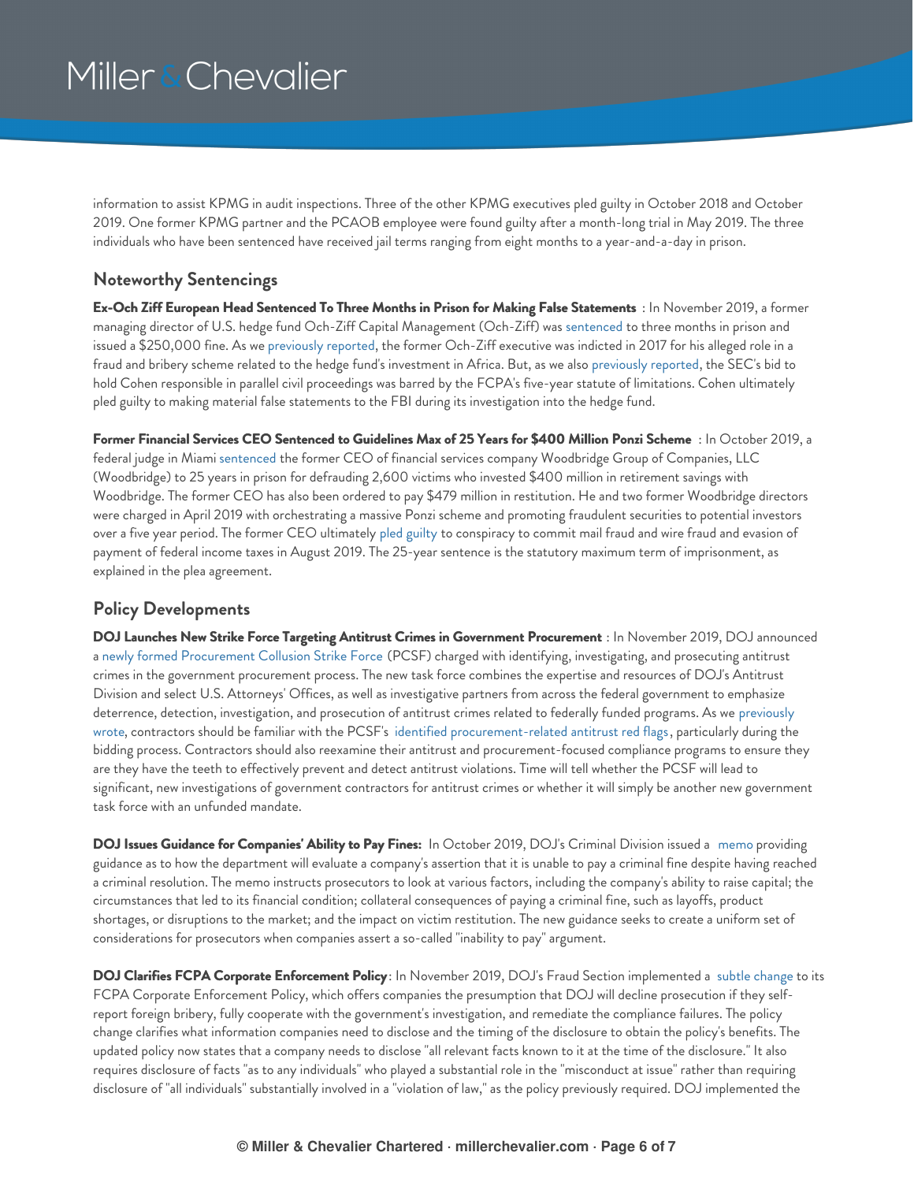information to assist KPMG in audit inspections. Three of the other KPMG executives pled guilty in October 2018 and October 2019. One former KPMG partner and the PCAOB employee were found guilty after a month-long trial in May 2019. The three individuals who have been sentenced have received jail terms ranging from eight months to a year-and-a-day in prison.

## Noteworthy Sentencings

**Ex-Och Ziff European Head Sentenced To Three Months in Prison for Making False Statements** : In November 2019, a former managing director of U.S. hedge fund Och-Ziff Capital Management (Och-Ziff) was sentenced to three months in prison and issued a $250,000 fine. As we previously reported, the former Och-Ziff executive was indicted in 2017 for his alleged role in a fraud and bribery scheme related to the hedge fund's investment in Africa. But, as we also previously reported, the SEC's bid to hold Cohen responsible in parallel civil proceedings was barred by the FCPA's five-year statute of limitations. Cohen ultimately pled guilty to making material false statements to the FBI during its investigation into the hedge fund.

**Former Financial Services CEO Sentenced to Guidelines Max of 25 Years for $400 Million Ponzi Scheme** : In October 2019, a federal judge in Miami sentenced the former CEO of financial services company Woodbridge Group of Companies, LLC (Woodbridge) to 25 years in prison for defrauding 2,600 victims who invested $400 million in retirement savings with Woodbridge. The former CEO has also been ordered to pay $479 million in restitution. He and two former Woodbridge directors were charged in April 2019 with orchestrating a massive Ponzi scheme and promoting fraudulent securities to potential investors over a five year period. The former CEO ultimately pled guilty to conspiracy to commit mail fraud and wire fraud and evasion of payment of federal income taxes in August 2019. The 25-year sentence is the statutory maximum term of imprisonment, as explained in the plea agreement.

## Policy Developments

**DOJ Launches New Strike Force Targeting Antitrust Crimes in Government Procurement** : In November 2019, DOJ announced a newly formed Procurement Collusion Strike Force (PCSF) charged with identifying, investigating, and prosecuting antitrust crimes in the government procurement process. The new task force combines the expertise and resources of DOJ's Antitrust Division and select U.S. Attorneys' Offices, as well as investigative partners from across the federal government to emphasize deterrence, detection, investigation, and prosecution of antitrust crimes related to federally funded programs. As we previously wrote, contractors should be familiar with the PCSF's identified procurement-related antitrust red flags, particularly during the bidding process. Contractors should also reexamine their antitrust and procurement-focused compliance programs to ensure they are they have the teeth to effectively prevent and detect antitrust violations. Time will tell whether the PCSF will lead to significant, new investigations of government contractors for antitrust crimes or whether it will simply be another new government task force with an unfunded mandate.

**DOJ Issues Guidance for Companies' Ability to Pay Fines:** In October 2019, DOJ's Criminal Division issued a memo providing guidance as to how the department will evaluate a company's assertion that it is unable to pay a criminal fine despite having reached a criminal resolution. The memo instructs prosecutors to look at various factors, including the company's ability to raise capital; the circumstances that led to its financial condition; collateral consequences of paying a criminal fine, such as layoffs, product shortages, or disruptions to the market; and the impact on victim restitution. The new guidance seeks to create a uniform set of considerations for prosecutors when companies assert a so-called "inability to pay" argument.

**DOJ Clarifies FCPA Corporate Enforcement Policy**: In November 2019, DOJ's Fraud Section implemented a subtle change to its FCPA Corporate Enforcement Policy, which offers companies the presumption that DOJ will decline prosecution if they self-report foreign bribery, fully cooperate with the government's investigation, and remediate the compliance failures. The policy change clarifies what information companies need to disclose and the timing of the disclosure to obtain the policy's benefits. The updated policy now states that a company needs to disclose "all relevant facts known to it at the time of the disclosure." It also requires disclosure of facts "as to any individuals" who played a substantial role in the "misconduct at issue" rather than requiring disclosure of "all individuals" substantially involved in a "violation of law," as the policy previously required. DOJ implemented the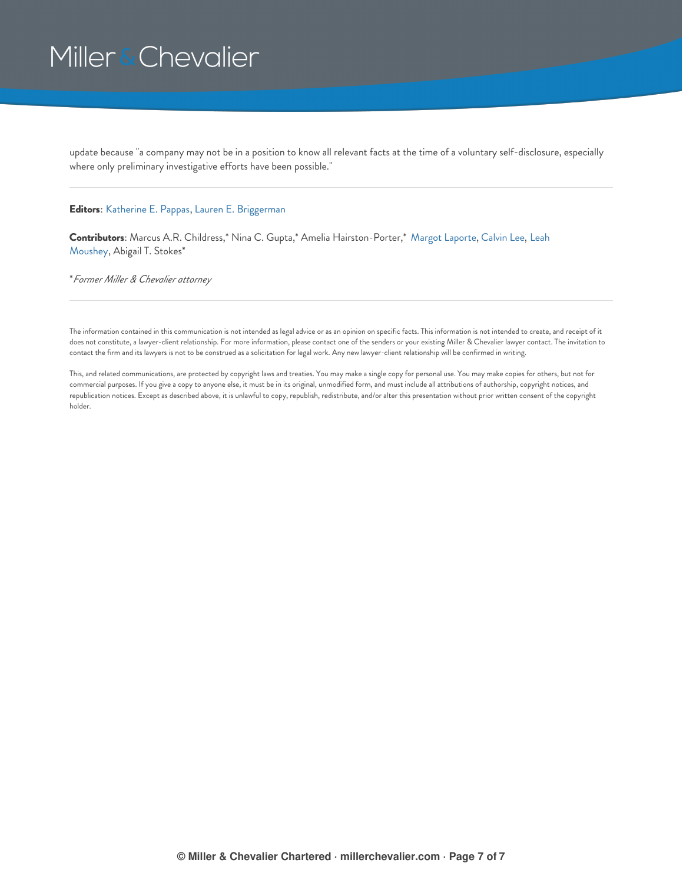update because "a company may not be in a position to know all relevant facts at the time of a voluntary self-disclosure, especially where only preliminary investigative efforts have been possible."

---

**Editors**: Katherine E. Pappas, Lauren E. Briggerman

**Contributors**: Marcus A.R. Childress,* Nina C. Gupta,* Amelia Hairston-Porter,* Margot Laporte, Calvin Lee, Leah Moushey, Abigail T. Stokes*

**Former Miller & Chevalier attorney*

---

The information contained in this communication is not intended as legal advice or as an opinion on specific facts. This information is not intended to create, and receipt of it does not constitute, a lawyer-client relationship. For more information, please contact one of the senders or your existing Miller & Chevalier lawyer contact. The invitation to contact the firm and its lawyers is not to be construed as a solicitation for legal work. Any new lawyer-client relationship will be confirmed in writing.

This, and related communications, are protected by copyright laws and treaties. You may make a single copy for personal use. You may make copies for others, but not for commercial purposes. If you give a copy to anyone else, it must be in its original, unmodified form, and must include all attributions of authorship, copyright notices, and republication notices. Except as described above, it is unlawful to copy, republish, redistribute, and/or alter this presentation without prior written consent of the copyright holder.